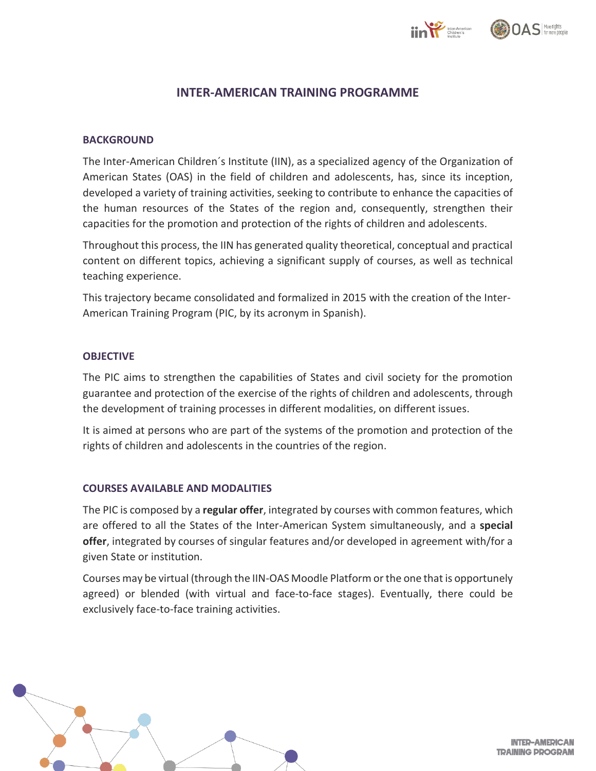# INTER-AMERICAN TRAINING PROGRAMME

## BACKGROUND

The Inter-American Children´s Institute (IIN), as a specialized agency of the Organization of American States (OAS) in the field of children and adolescents, has, since its inception, developed a variety of training activities, seeking to contribute to enhance the capacities of the human resources of the States of the region and, consequently, strengthen their capacities for the promotion and protection of the rights of children and adolescents.

Throughout this process, the IIN has generated quality theoretical, conceptual and practical content on different topics, achieving a significant supply of courses, as well as technical teaching experience.

This trajectory became consolidated and formalized in 2015 with the creation of the Inter-American Training Program (PIC, by its acronym in Spanish).

## OBJECTIVE

The PIC aims to strengthen the capabilities of States and civil society for the promotion guarantee and protection of the exercise of the rights of children and adolescents, through the development of training processes in different modalities, on different issues.

It is aimed at persons who are part of the systems of the promotion and protection of the rights of children and adolescents in the countries of the region.

## COURSES AVAILABLE AND MODALITIES

The PIC is composed by a **regular offer**, integrated by courses with common features, which are offered to all the States of the Inter-American System simultaneously, and a **special offer**, integrated by courses of singular features and/or developed in agreement with/for a given State or institution.

Courses may be virtual (through the IIN-OAS Moodle Platform or the one that is opportunely agreed) or blended (with virtual and face-to-face stages). Eventually, there could be exclusively face-to-face training activities.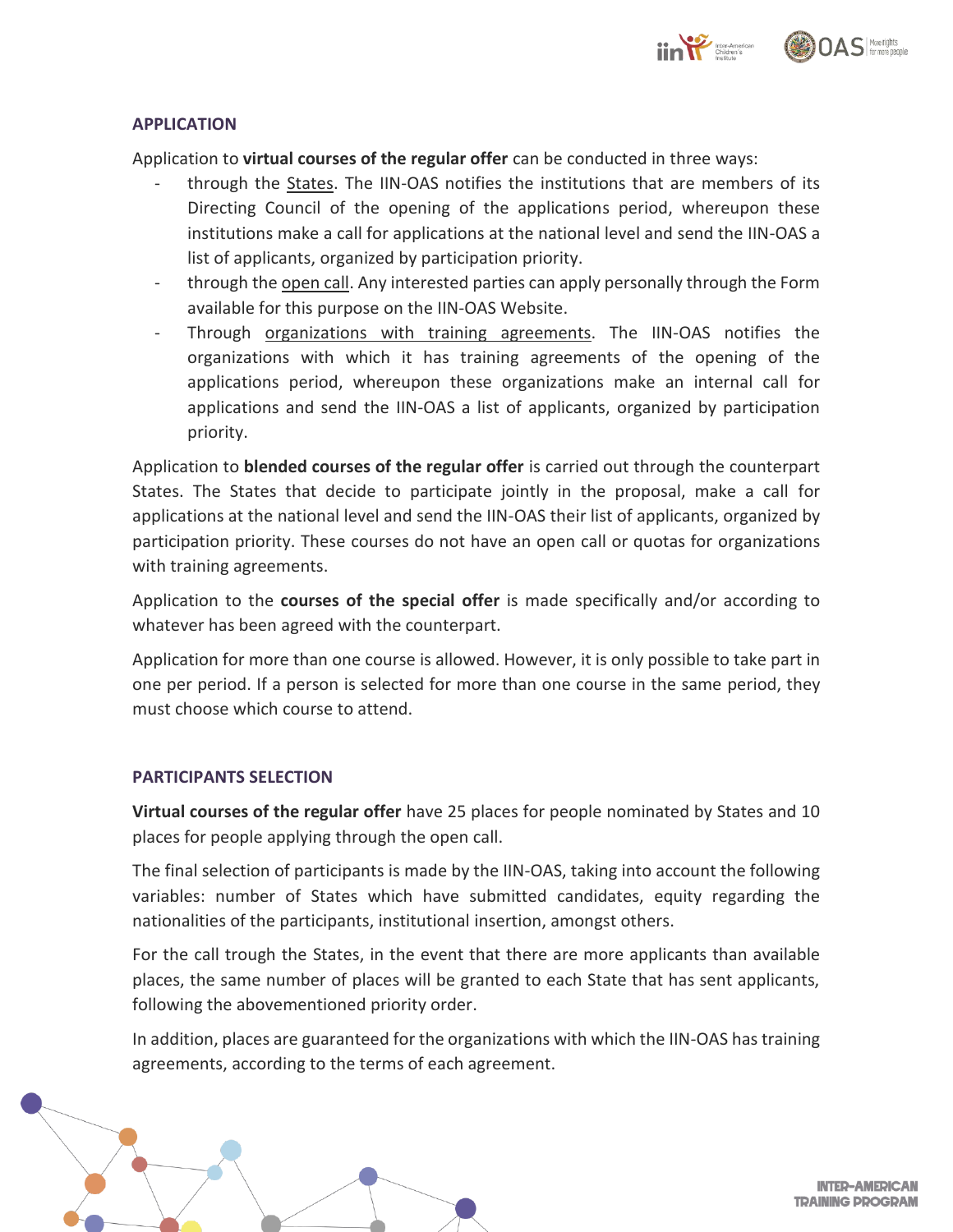## APPLICATION

Application to **virtual courses of the regular offer** can be conducted in three ways:

- through the States. The IIN-OAS notifies the institutions that are members of its Directing Council of the opening of the applications period, whereupon these institutions make a call for applications at the national level and send the IIN-OAS a list of applicants, organized by participation priority.
- through the open call. Any interested parties can apply personally through the Form available for this purpose on the IIN-OAS Website.
- Through organizations with training agreements. The IIN-OAS notifies the organizations with which it has training agreements of the opening of the applications period, whereupon these organizations make an internal call for applications and send the IIN-OAS a list of applicants, organized by participation priority.

Application to **blended courses of the regular offer** is carried out through the counterpart States. The States that decide to participate jointly in the proposal, make a call for applications at the national level and send the IIN-OAS their list of applicants, organized by participation priority. These courses do not have an open call or quotas for organizations with training agreements.

Application to the **courses of the special offer** is made specifically and/or according to whatever has been agreed with the counterpart.

Application for more than one course is allowed. However, it is only possible to take part in one per period. If a person is selected for more than one course in the same period, they must choose which course to attend.

## PARTICIPANTS SELECTION

**Virtual courses of the regular offer** have 25 places for people nominated by States and 10 places for people applying through the open call.

The final selection of participants is made by the IIN-OAS, taking into account the following variables: number of States which have submitted candidates, equity regarding the nationalities of the participants, institutional insertion, amongst others.

For the call trough the States, in the event that there are more applicants than available places, the same number of places will be granted to each State that has sent applicants, following the abovementioned priority order.

In addition, places are guaranteed for the organizations with which the IIN-OAS has training agreements, according to the terms of each agreement.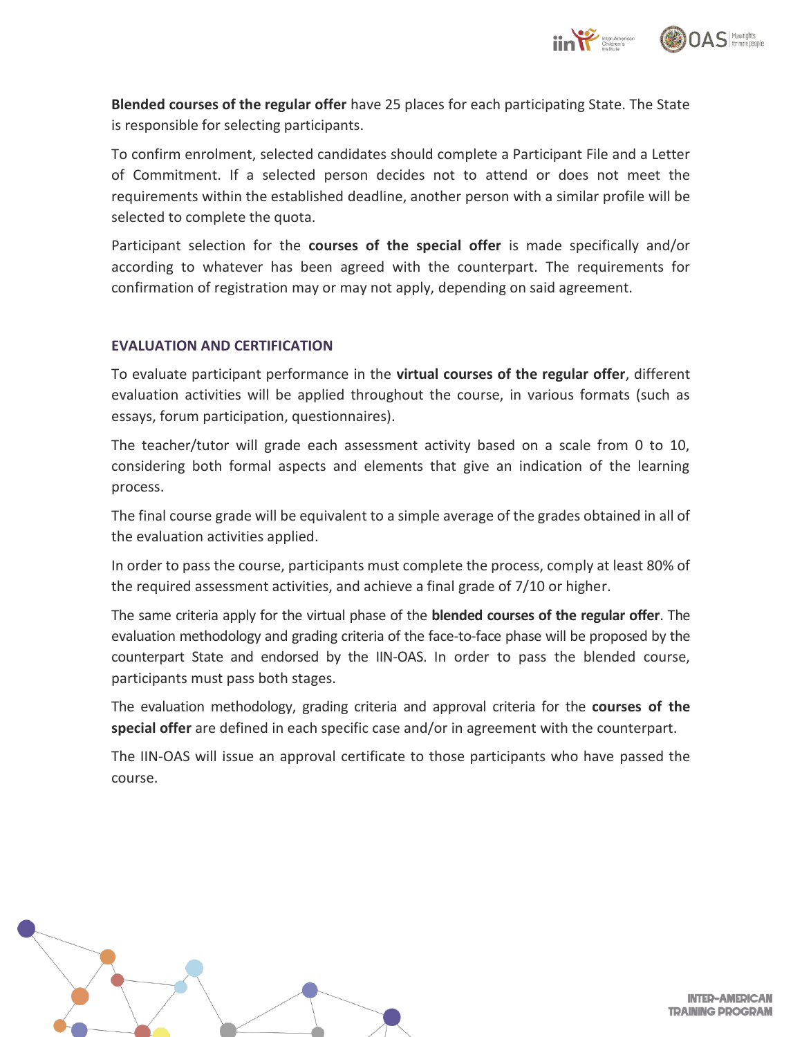**Blended courses of the regular offer** have 25 places for each participating State. The State is responsible for selecting participants.

To confirm enrolment, selected candidates should complete a Participant File and a Letter of Commitment. If a selected person decides not to attend or does not meet the requirements within the established deadline, another person with a similar profile will be selected to complete the quota.

Participant selection for the **courses of the special offer** is made specifically and/or according to whatever has been agreed with the counterpart. The requirements for confirmation of registration may or may not apply, depending on said agreement.

## EVALUATION AND CERTIFICATION

To evaluate participant performance in the **virtual courses of the regular offer**, different evaluation activities will be applied throughout the course, in various formats (such as essays, forum participation, questionnaires).

The teacher/tutor will grade each assessment activity based on a scale from 0 to 10, considering both formal aspects and elements that give an indication of the learning process.

The final course grade will be equivalent to a simple average of the grades obtained in all of the evaluation activities applied.

In order to pass the course, participants must complete the process, comply at least 80% of the required assessment activities, and achieve a final grade of 7/10 or higher.

The same criteria apply for the virtual phase of the **blended courses of the regular offer**. The evaluation methodology and grading criteria of the face-to-face phase will be proposed by the counterpart State and endorsed by the IIN-OAS. In order to pass the blended course, participants must pass both stages.

The evaluation methodology, grading criteria and approval criteria for the **courses of the special offer** are defined in each specific case and/or in agreement with the counterpart.

The IIN-OAS will issue an approval certificate to those participants who have passed the course.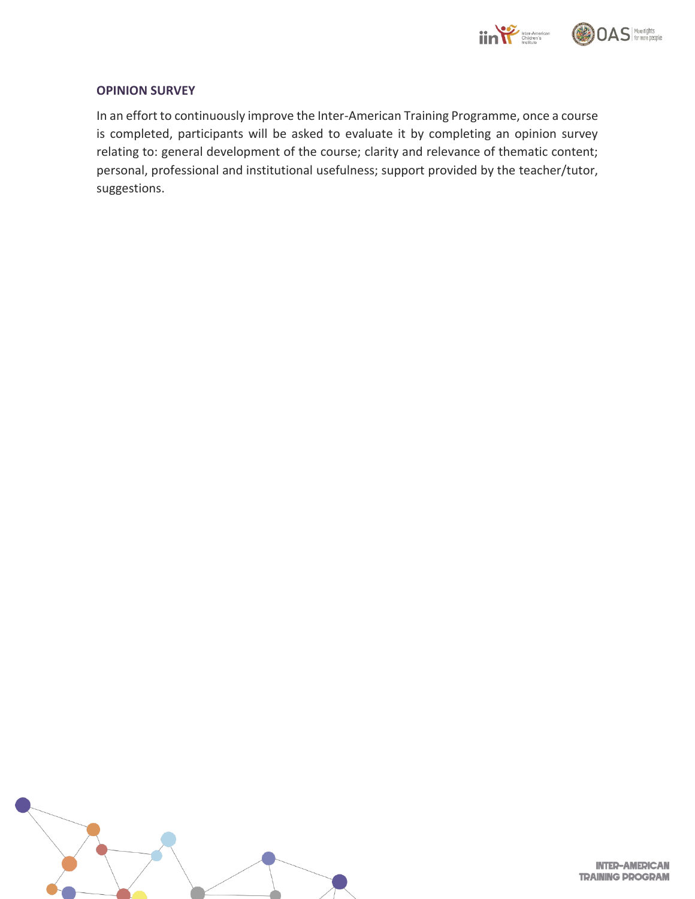## OPINION SURVEY

In an effort to continuously improve the Inter-American Training Programme, once a course is completed, participants will be asked to evaluate it by completing an opinion survey relating to: general development of the course; clarity and relevance of thematic content; personal, professional and institutional usefulness; support provided by the teacher/tutor, suggestions.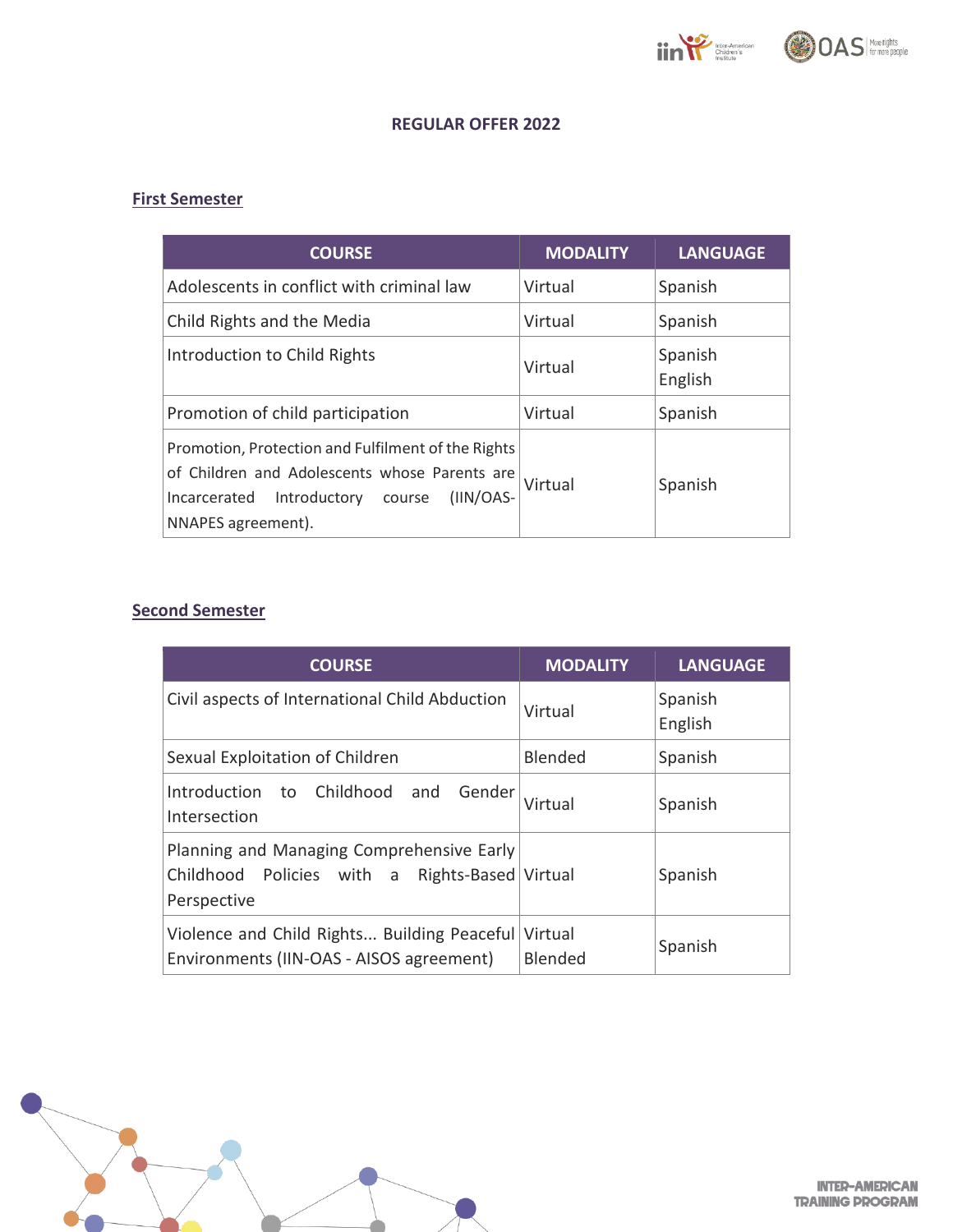**REGULAR OFFER 2022**

**First Semester**

| COURSE | MODALITY | LANGUAGE |
| --- | --- | --- |
| Adolescents in conflict with criminal law | Virtual | Spanish |
| Child Rights and the Media | Virtual | Spanish |
| Introduction to Child Rights | Virtual | Spanish<br>English |
| Promotion of child participation | Virtual | Spanish |
| Promotion, Protection and Fulfilment of the Rights of Children and Adolescents whose Parents are Incarcerated Introductory course (IIN/OAS-NNAPES agreement). | Virtual | Spanish |

**Second Semester**

| COURSE | MODALITY | LANGUAGE |
| --- | --- | --- |
| Civil aspects of International Child Abduction | Virtual | Spanish<br>English |
| Sexual Exploitation of Children | Blended | Spanish |
| Introduction to Childhood and Gender Intersection | Virtual | Spanish |
| Planning and Managing Comprehensive Early Childhood Policies with a Rights-Based Perspective | Virtual | Spanish |
| Violence and Child Rights... Building Peaceful Environments (IIN-OAS - AISOS agreement) | Virtual<br>Blended | Spanish |